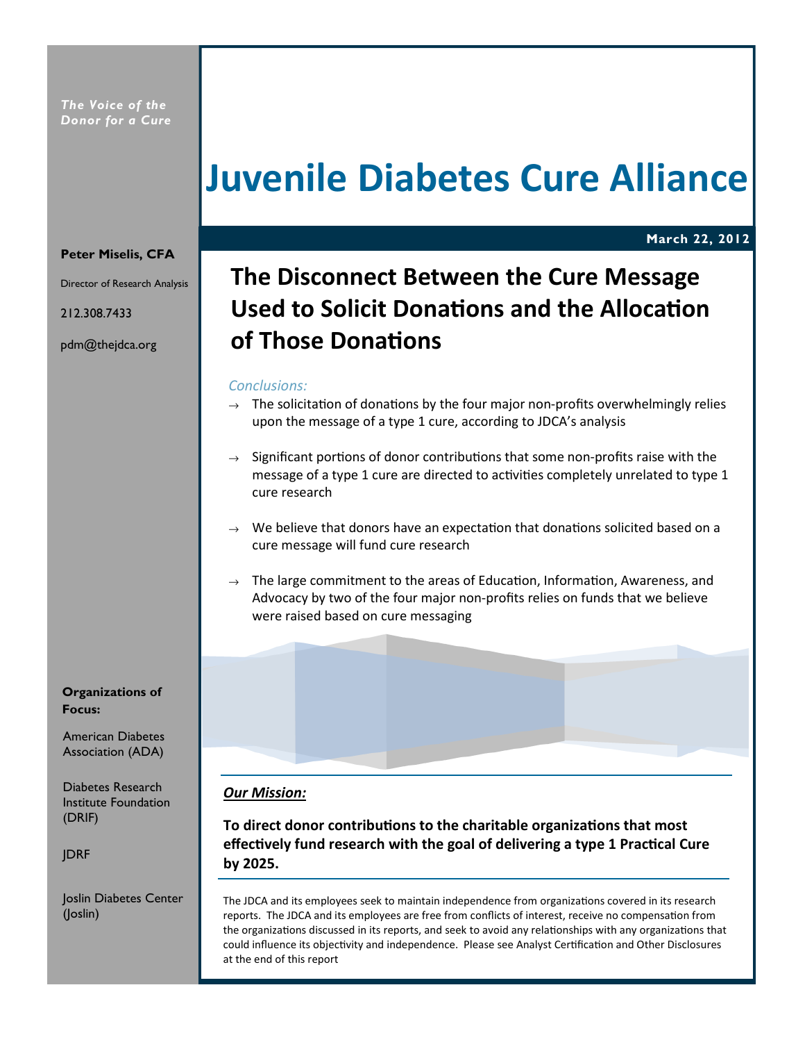*The Voice of the Donor for a Cure*

# Juvenile Diabetes Cure Alliance

**March 22, 2012**

**Peter Miselis, CFA**

Director of Research Analysis

212.308.7433

pdm@thejdca.org

## The Disconnect Between the Cure Message Used to Solicit Donations and the Allocation of Those Donations

*Conclusions:*

- → The solicitation of donations by the four major non-profits overwhelmingly relies upon the message of a type 1 cure, according to JDCA's analysis
- → Significant portions of donor contributions that some non-profits raise with the message of a type 1 cure are directed to activities completely unrelated to type 1 cure research
- → We believe that donors have an expectation that donations solicited based on a cure message will fund cure research
- → The large commitment to the areas of Education, Information, Awareness, and Advocacy by two of the four major non-profits relies on funds that we believe were raised based on cure messaging

**Organizations of Focus:**

American Diabetes Association (ADA)

Diabetes Research Institute Foundation (DRIF)

JDRF

Joslin Diabetes Center (Joslin)

***Our Mission:***

**To direct donor contributions to the charitable organizations that most effectively fund research with the goal of delivering a type 1 Practical Cure by 2025.**

The JDCA and its employees seek to maintain independence from organizations covered in its research reports. The JDCA and its employees are free from conflicts of interest, receive no compensation from the organizations discussed in its reports, and seek to avoid any relationships with any organizations that could influence its objectivity and independence. Please see Analyst Certification and Other Disclosures at the end of this report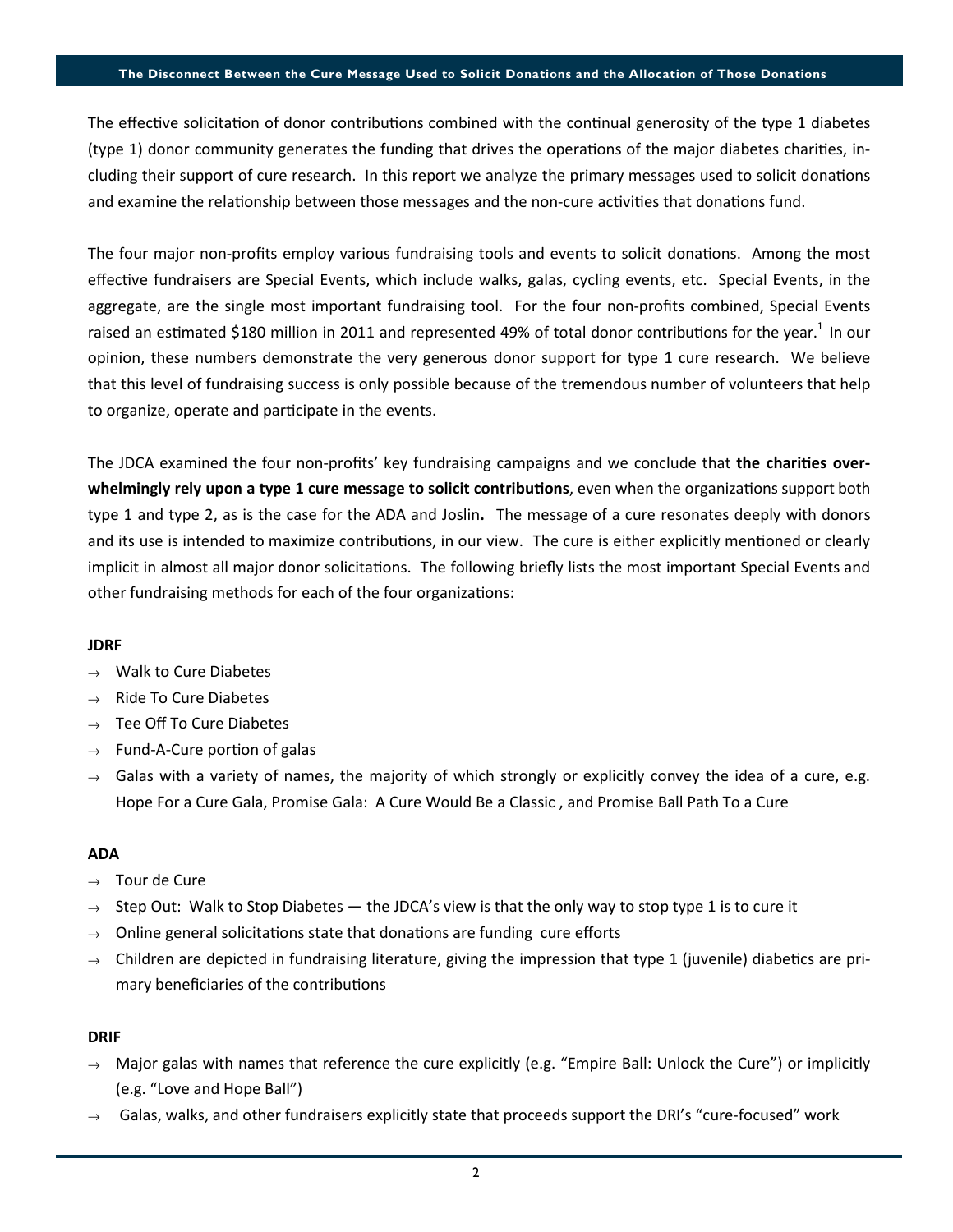The effective solicitation of donor contributions combined with the continual generosity of the type 1 diabetes (type 1) donor community generates the funding that drives the operations of the major diabetes charities, including their support of cure research. In this report we analyze the primary messages used to solicit donations and examine the relationship between those messages and the non-cure activities that donations fund.

The four major non-profits employ various fundraising tools and events to solicit donations. Among the most effective fundraisers are Special Events, which include walks, galas, cycling events, etc. Special Events, in the aggregate, are the single most important fundraising tool. For the four non-profits combined, Special Events raised an estimated $180 million in 2011 and represented 49% of total donor contributions for the year.[1] In our opinion, these numbers demonstrate the very generous donor support for type 1 cure research. We believe that this level of fundraising success is only possible because of the tremendous number of volunteers that help to organize, operate and participate in the events.

The JDCA examined the four non-profits' key fundraising campaigns and we conclude that **the charities overwhelmingly rely upon a type 1 cure message to solicit contributions**, even when the organizations support both type 1 and type 2, as is the case for the ADA and Joslin. The message of a cure resonates deeply with donors and its use is intended to maximize contributions, in our view. The cure is either explicitly mentioned or clearly implicit in almost all major donor solicitations. The following briefly lists the most important Special Events and other fundraising methods for each of the four organizations:

**JDRF**

- → Walk to Cure Diabetes
- → Ride To Cure Diabetes
- → Tee Off To Cure Diabetes
- → Fund-A-Cure portion of galas
- → Galas with a variety of names, the majority of which strongly or explicitly convey the idea of a cure, e.g. Hope For a Cure Gala, Promise Gala: A Cure Would Be a Classic , and Promise Ball Path To a Cure

**ADA**

- → Tour de Cure
- → Step Out: Walk to Stop Diabetes — the JDCA's view is that the only way to stop type 1 is to cure it
- → Online general solicitations state that donations are funding cure efforts
- → Children are depicted in fundraising literature, giving the impression that type 1 (juvenile) diabetics are primary beneficiaries of the contributions

**DRIF**

- → Major galas with names that reference the cure explicitly (e.g. "Empire Ball: Unlock the Cure") or implicitly (e.g. "Love and Hope Ball")
- → Galas, walks, and other fundraisers explicitly state that proceeds support the DRI's "cure-focused" work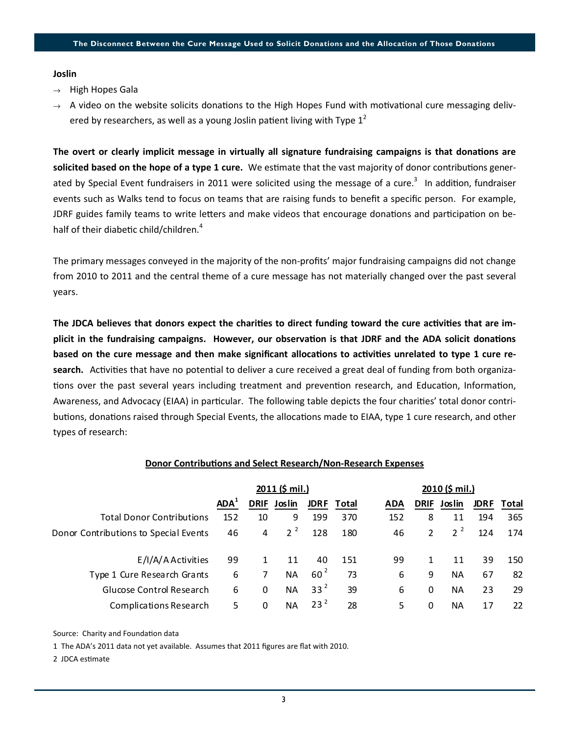**Joslin**

- → High Hopes Gala
- → A video on the website solicits donations to the High Hopes Fund with motivational cure messaging delivered by researchers, as well as a young Joslin patient living with Type 1[2]

**The overt or clearly implicit message in virtually all signature fundraising campaigns is that donations are solicited based on the hope of a type 1 cure.** We estimate that the vast majority of donor contributions generated by Special Event fundraisers in 2011 were solicited using the message of a cure.[3] In addition, fundraiser events such as Walks tend to focus on teams that are raising funds to benefit a specific person. For example, JDRF guides family teams to write letters and make videos that encourage donations and participation on behalf of their diabetic child/children.[4]

The primary messages conveyed in the majority of the non-profits' major fundraising campaigns did not change from 2010 to 2011 and the central theme of a cure message has not materially changed over the past several years.

**The JDCA believes that donors expect the charities to direct funding toward the cure activities that are implicit in the fundraising campaigns. However, our observation is that JDRF and the ADA solicit donations based on the cure message and then make significant allocations to activities unrelated to type 1 cure research.** Activities that have no potential to deliver a cure received a great deal of funding from both organizations over the past several years including treatment and prevention research, and Education, Information, Awareness, and Advocacy (EIAA) in particular. The following table depicts the four charities' total donor contributions, donations raised through Special Events, the allocations made to EIAA, type 1 cure research, and other types of research:

**Donor Contributions and Select Research/Non-Research Expenses**

| | 2011 ($ mil.) | | | | | 2010 ($ mil.) | | | | |
|---|---|---|---|---|---|---|---|---|---|---|
| | ADA[1] | DRIF | Joslin | JDRF | Total | ADA | DRIF | Joslin | JDRF | Total |
| Total Donor Contributions | 152 | 10 | 9 | 199 | 370 | 152 | 8 | 11 | 194 | 365 |
| Donor Contributions to Special Events | 46 | 4 | 2[2] | 128 | 180 | 46 | 2 | 2[2] | 124 | 174 |
| E/I/A/A Activities | 99 | 1 | 11 | 40 | 151 | 99 | 1 | 11 | 39 | 150 |
| Type 1 Cure Research Grants | 6 | 7 | NA | 60[2] | 73 | 6 | 9 | NA | 67 | 82 |
| Glucose Control Research | 6 | 0 | NA | 33[2] | 39 | 6 | 0 | NA | 23 | 29 |
| Complications Research | 5 | 0 | NA | 23[2] | 28 | 5 | 0 | NA | 17 | 22 |

Source: Charity and Foundation data

1 The ADA's 2011 data not yet available. Assumes that 2011 figures are flat with 2010.

2 JDCA estimate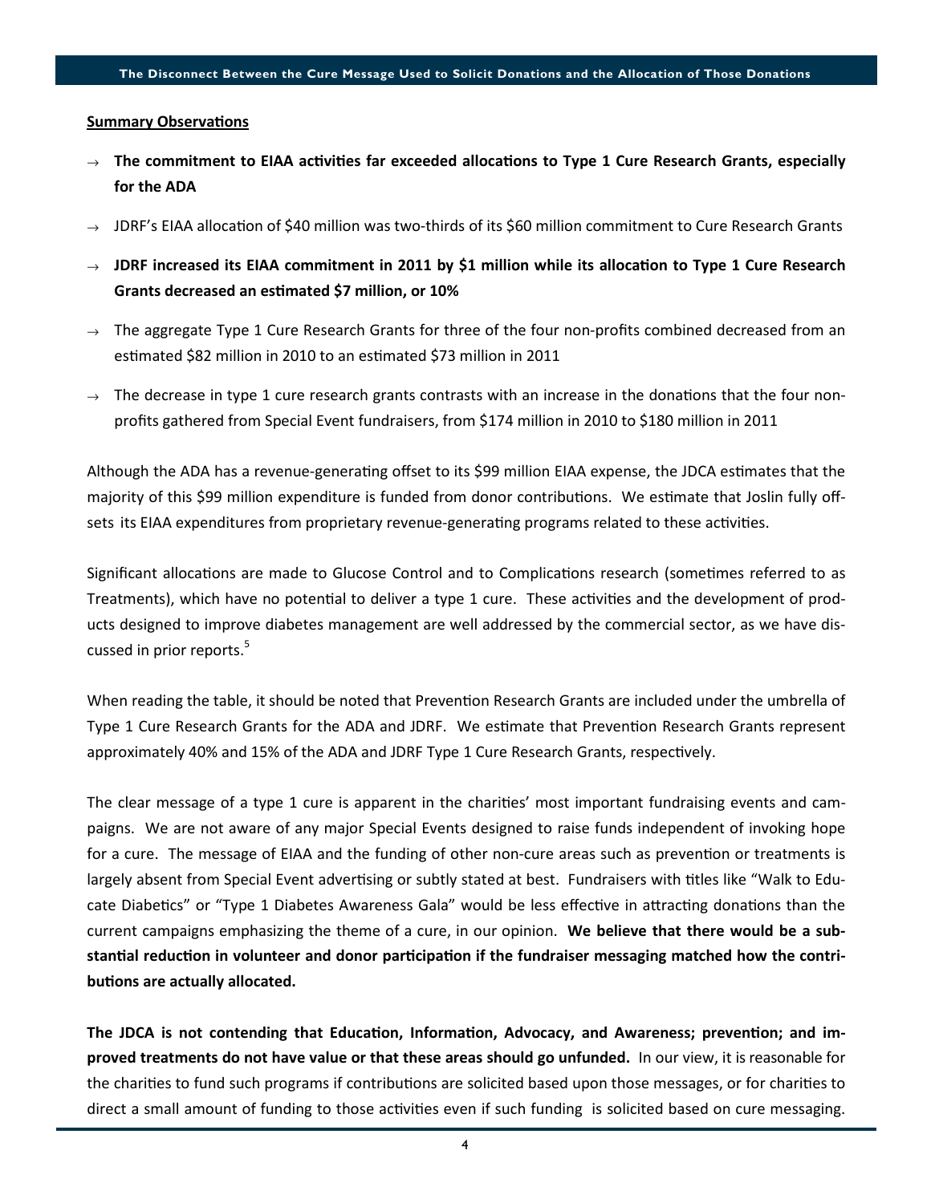**Summary Observations**

- → **The commitment to EIAA activities far exceeded allocations to Type 1 Cure Research Grants, especially for the ADA**
- → JDRF's EIAA allocation of $40 million was two-thirds of its $60 million commitment to Cure Research Grants
- → **JDRF increased its EIAA commitment in 2011 by $1 million while its allocation to Type 1 Cure Research Grants decreased an estimated $7 million, or 10%**
- → The aggregate Type 1 Cure Research Grants for three of the four non-profits combined decreased from an estimated $82 million in 2010 to an estimated $73 million in 2011
- → The decrease in type 1 cure research grants contrasts with an increase in the donations that the four non-profits gathered from Special Event fundraisers, from $174 million in 2010 to $180 million in 2011

Although the ADA has a revenue-generating offset to its $99 million EIAA expense, the JDCA estimates that the majority of this $99 million expenditure is funded from donor contributions. We estimate that Joslin fully offsets its EIAA expenditures from proprietary revenue-generating programs related to these activities.

Significant allocations are made to Glucose Control and to Complications research (sometimes referred to as Treatments), which have no potential to deliver a type 1 cure. These activities and the development of products designed to improve diabetes management are well addressed by the commercial sector, as we have discussed in prior reports.[5]

When reading the table, it should be noted that Prevention Research Grants are included under the umbrella of Type 1 Cure Research Grants for the ADA and JDRF. We estimate that Prevention Research Grants represent approximately 40% and 15% of the ADA and JDRF Type 1 Cure Research Grants, respectively.

The clear message of a type 1 cure is apparent in the charities' most important fundraising events and campaigns. We are not aware of any major Special Events designed to raise funds independent of invoking hope for a cure. The message of EIAA and the funding of other non-cure areas such as prevention or treatments is largely absent from Special Event advertising or subtly stated at best. Fundraisers with titles like "Walk to Educate Diabetics" or "Type 1 Diabetes Awareness Gala" would be less effective in attracting donations than the current campaigns emphasizing the theme of a cure, in our opinion. **We believe that there would be a substantial reduction in volunteer and donor participation if the fundraiser messaging matched how the contributions are actually allocated.**

**The JDCA is not contending that Education, Information, Advocacy, and Awareness; prevention; and improved treatments do not have value or that these areas should go unfunded.** In our view, it is reasonable for the charities to fund such programs if contributions are solicited based upon those messages, or for charities to direct a small amount of funding to those activities even if such funding is solicited based on cure messaging.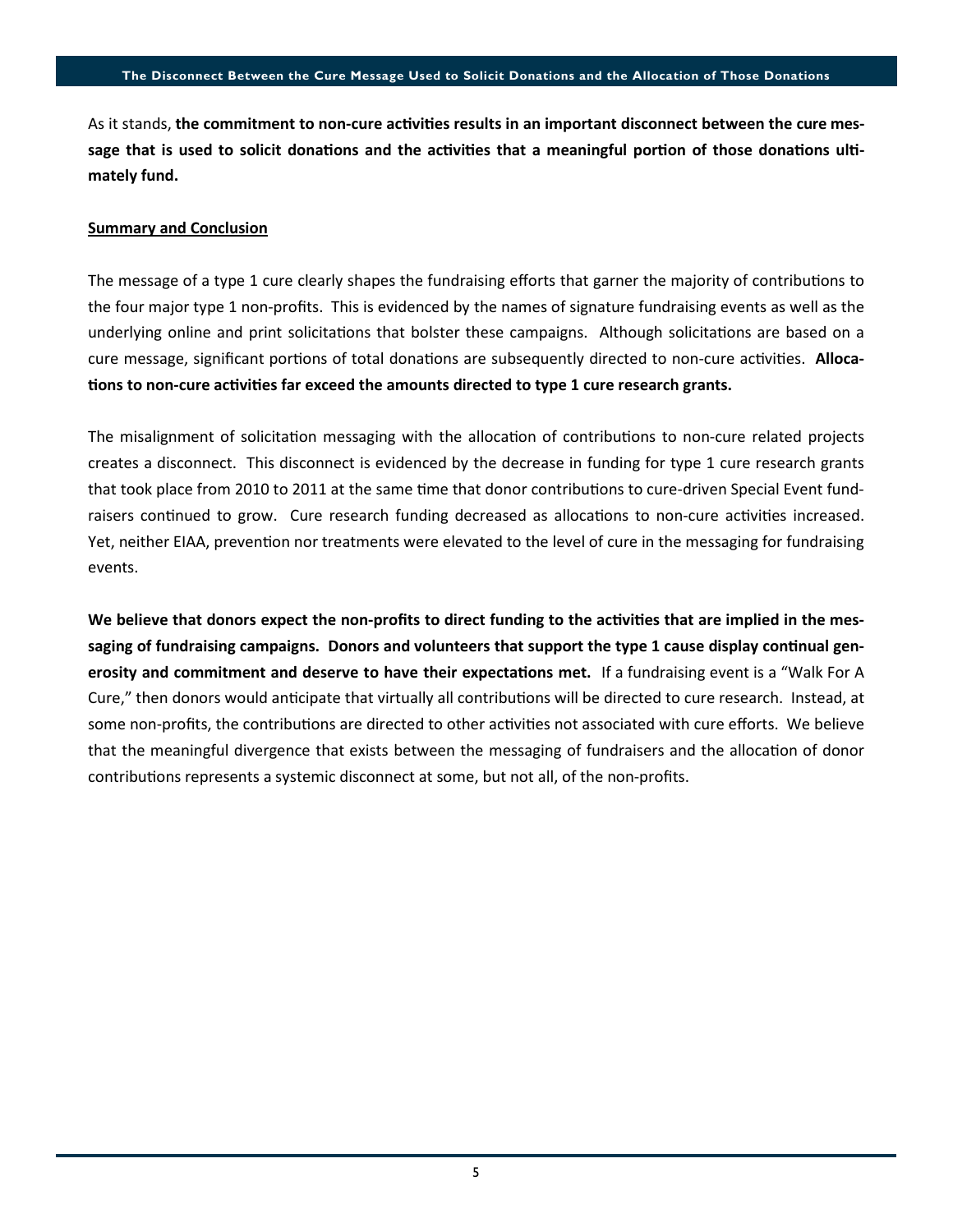As it stands, **the commitment to non-cure activities results in an important disconnect between the cure message that is used to solicit donations and the activities that a meaningful portion of those donations ultimately fund.**

## Summary and Conclusion

The message of a type 1 cure clearly shapes the fundraising efforts that garner the majority of contributions to the four major type 1 non-profits. This is evidenced by the names of signature fundraising events as well as the underlying online and print solicitations that bolster these campaigns. Although solicitations are based on a cure message, significant portions of total donations are subsequently directed to non-cure activities. **Allocations to non-cure activities far exceed the amounts directed to type 1 cure research grants.**

The misalignment of solicitation messaging with the allocation of contributions to non-cure related projects creates a disconnect. This disconnect is evidenced by the decrease in funding for type 1 cure research grants that took place from 2010 to 2011 at the same time that donor contributions to cure-driven Special Event fundraisers continued to grow. Cure research funding decreased as allocations to non-cure activities increased. Yet, neither EIAA, prevention nor treatments were elevated to the level of cure in the messaging for fundraising events.

**We believe that donors expect the non-profits to direct funding to the activities that are implied in the messaging of fundraising campaigns. Donors and volunteers that support the type 1 cause display continual generosity and commitment and deserve to have their expectations met.** If a fundraising event is a "Walk For A Cure," then donors would anticipate that virtually all contributions will be directed to cure research. Instead, at some non-profits, the contributions are directed to other activities not associated with cure efforts. We believe that the meaningful divergence that exists between the messaging of fundraisers and the allocation of donor contributions represents a systemic disconnect at some, but not all, of the non-profits.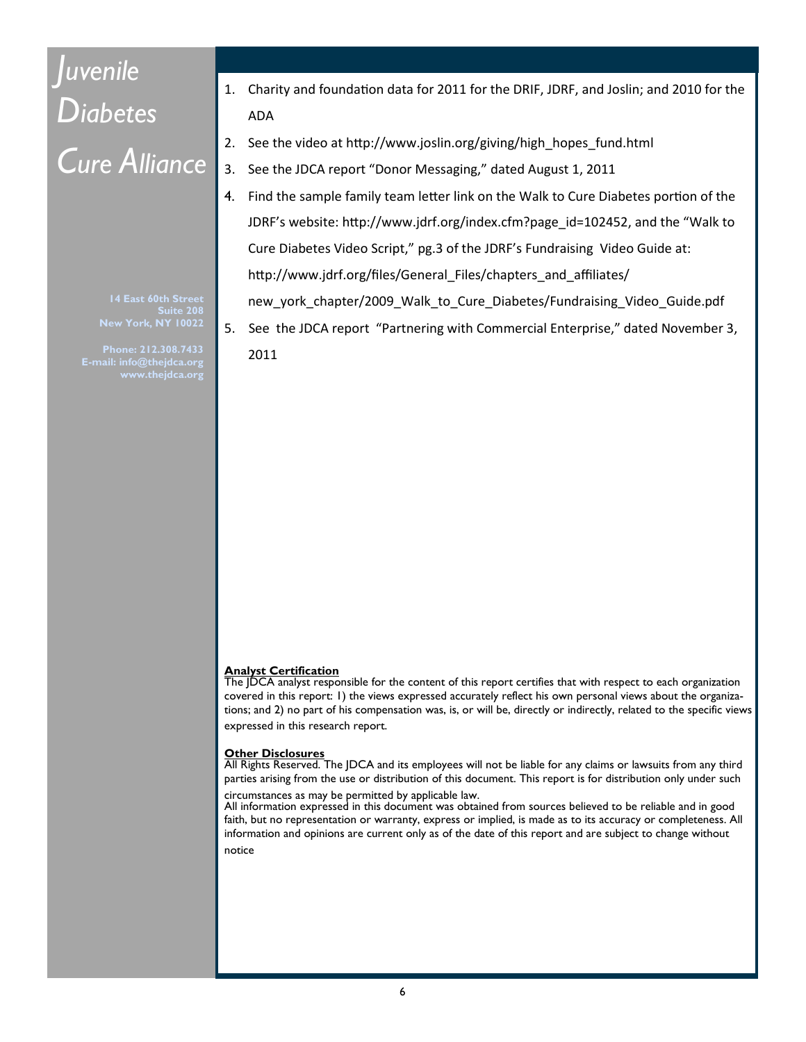# *Juvenile Diabetes Cure Alliance*

14 East 60th Street
Suite 208
New York, NY 10022

Phone: 212.308.7433
E-mail: info@thejdca.org
www.thejdca.org

1. Charity and foundation data for 2011 for the DRIF, JDRF, and Joslin; and 2010 for the ADA
2. See the video at http://www.joslin.org/giving/high_hopes_fund.html
3. See the JDCA report "Donor Messaging," dated August 1, 2011
4. Find the sample family team letter link on the Walk to Cure Diabetes portion of the JDRF's website: http://www.jdrf.org/index.cfm?page_id=102452, and the "Walk to Cure Diabetes Video Script," pg.3 of the JDRF's Fundraising Video Guide at: http://www.jdrf.org/files/General_Files/chapters_and_affiliates/new_york_chapter/2009_Walk_to_Cure_Diabetes/Fundraising_Video_Guide.pdf
5. See the JDCA report "Partnering with Commercial Enterprise," dated November 3, 2011

**Analyst Certification**

The JDCA analyst responsible for the content of this report certifies that with respect to each organization covered in this report: 1) the views expressed accurately reflect his own personal views about the organizations; and 2) no part of his compensation was, is, or will be, directly or indirectly, related to the specific views expressed in this research report.

**Other Disclosures**

All Rights Reserved. The JDCA and its employees will not be liable for any claims or lawsuits from any third parties arising from the use or distribution of this document. This report is for distribution only under such circumstances as may be permitted by applicable law.
All information expressed in this document was obtained from sources believed to be reliable and in good faith, but no representation or warranty, express or implied, is made as to its accuracy or completeness. All information and opinions are current only as of the date of this report and are subject to change without notice